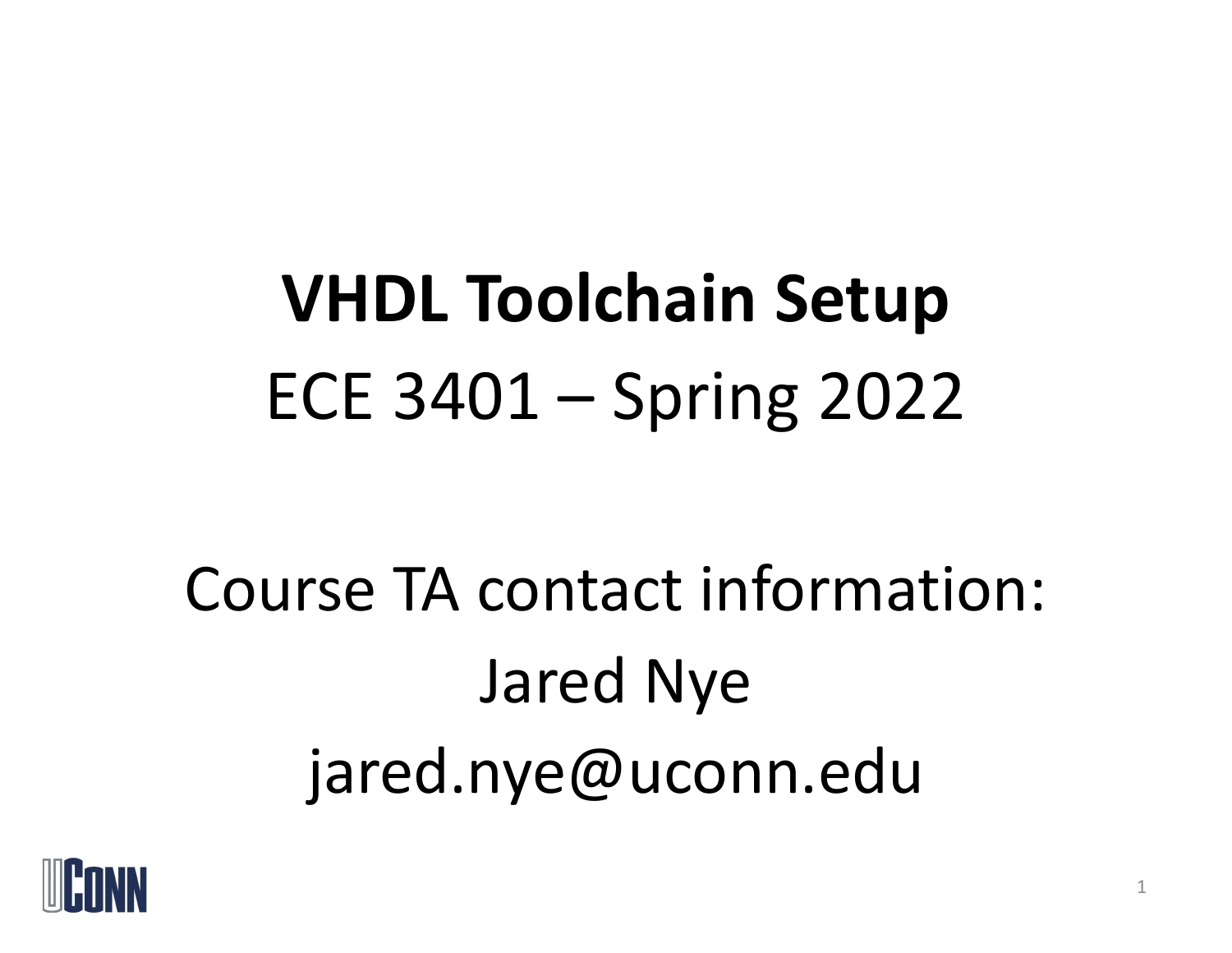# VHDL Toolchain Setup

ECE 3401 – Spring 2022

Course TA contact information:

Jared Nye

jared.nye@uconn.edu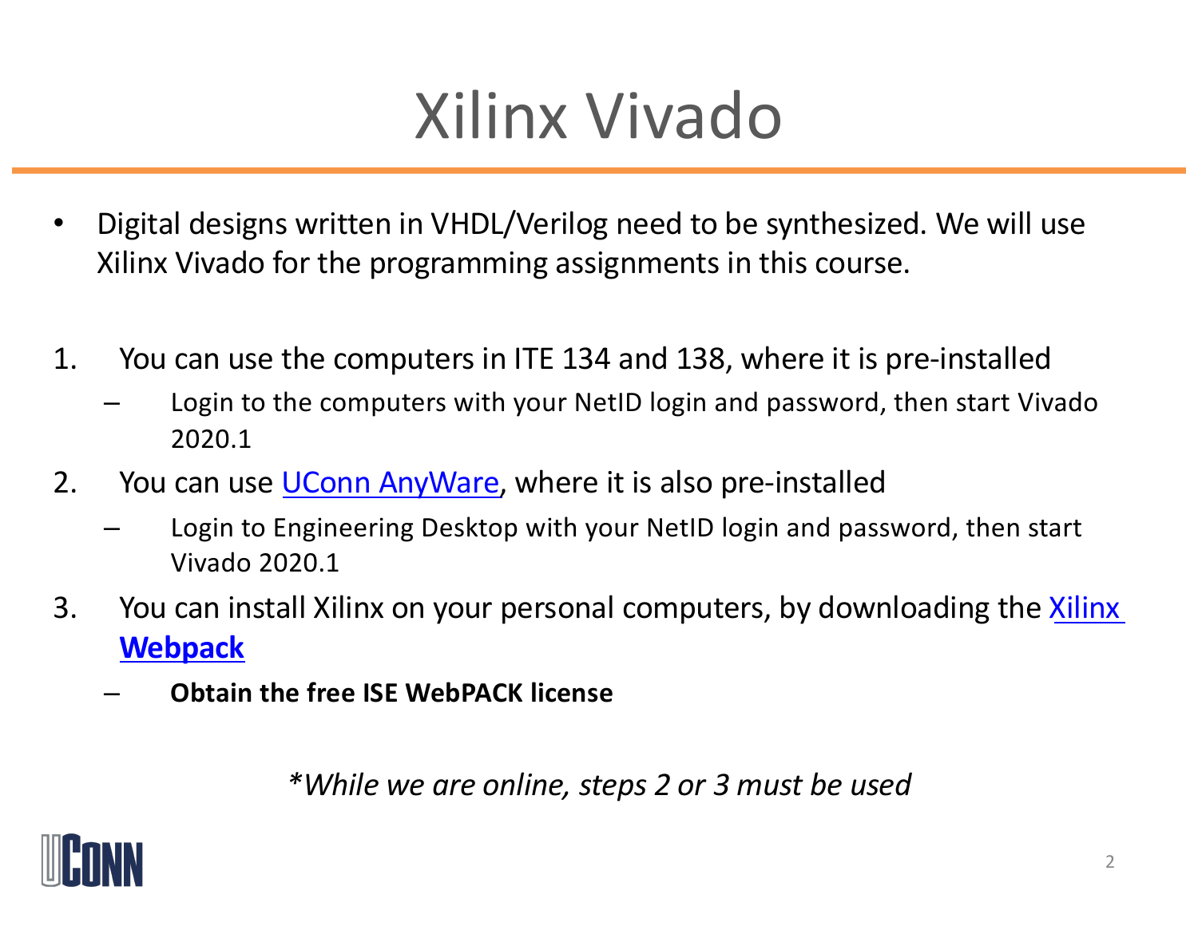# Xilinx Vivado

- Digital designs written in VHDL/Verilog need to be synthesized. We will use Xilinx Vivado for the programming assignments in this course.

1. You can use the computers in ITE 134 and 138, where it is pre-installed
   – Login to the computers with your NetID login and password, then start Vivado 2020.1
2. You can use UConn AnyWare, where it is also pre-installed
   – Login to Engineering Desktop with your NetID login and password, then start Vivado 2020.1
3. You can install Xilinx on your personal computers, by downloading the **Xilinx Webpack**
   – **Obtain the free ISE WebPACK license**

*\*While we are online, steps 2 or 3 must be used*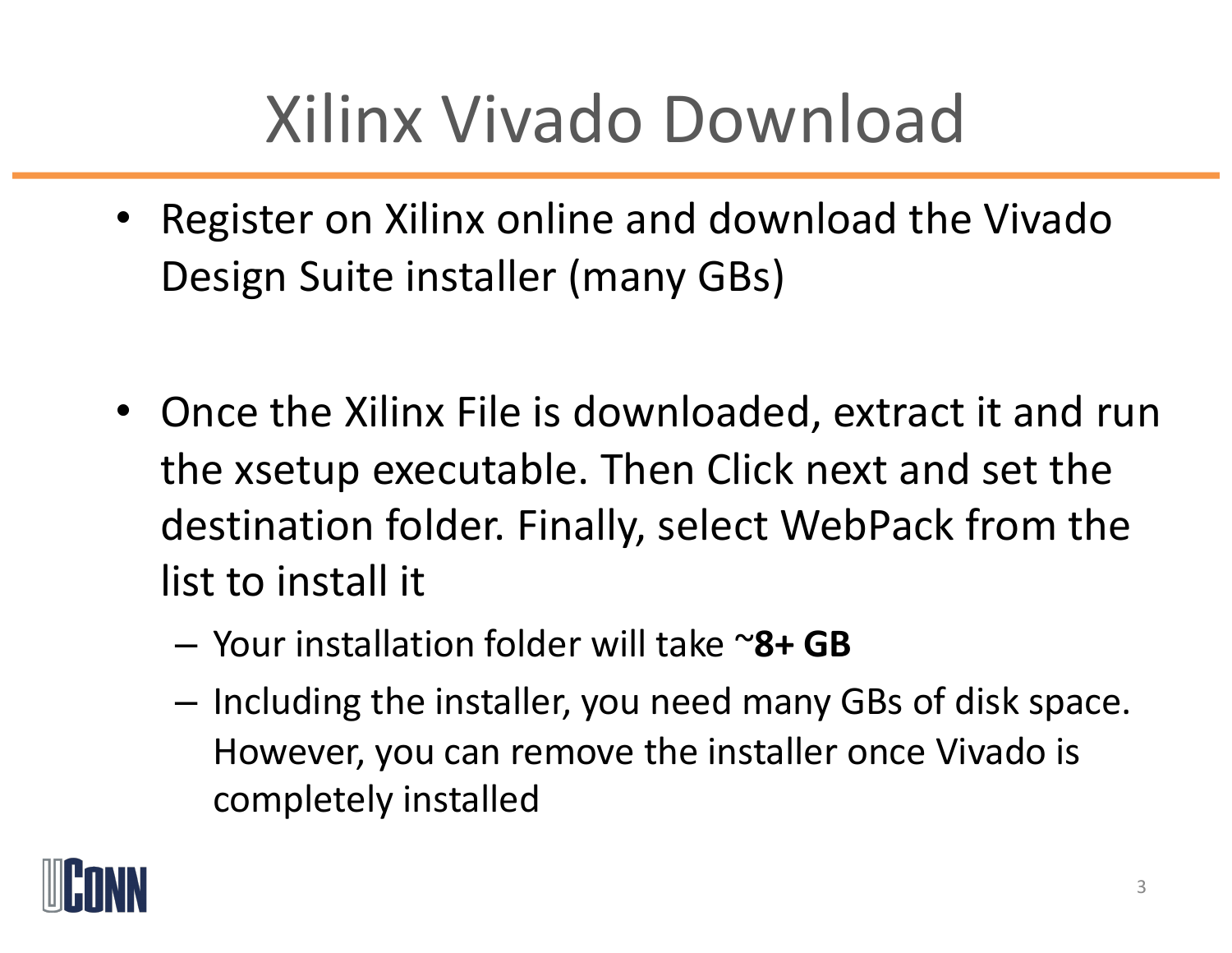# Xilinx Vivado Download

- Register on Xilinx online and download the Vivado Design Suite installer (many GBs)

- Once the Xilinx File is downloaded, extract it and run the xsetup executable. Then Click next and set the destination folder. Finally, select WebPack from the list to install it
  - Your installation folder will take ~**8+ GB**
  - Including the installer, you need many GBs of disk space. However, you can remove the installer once Vivado is completely installed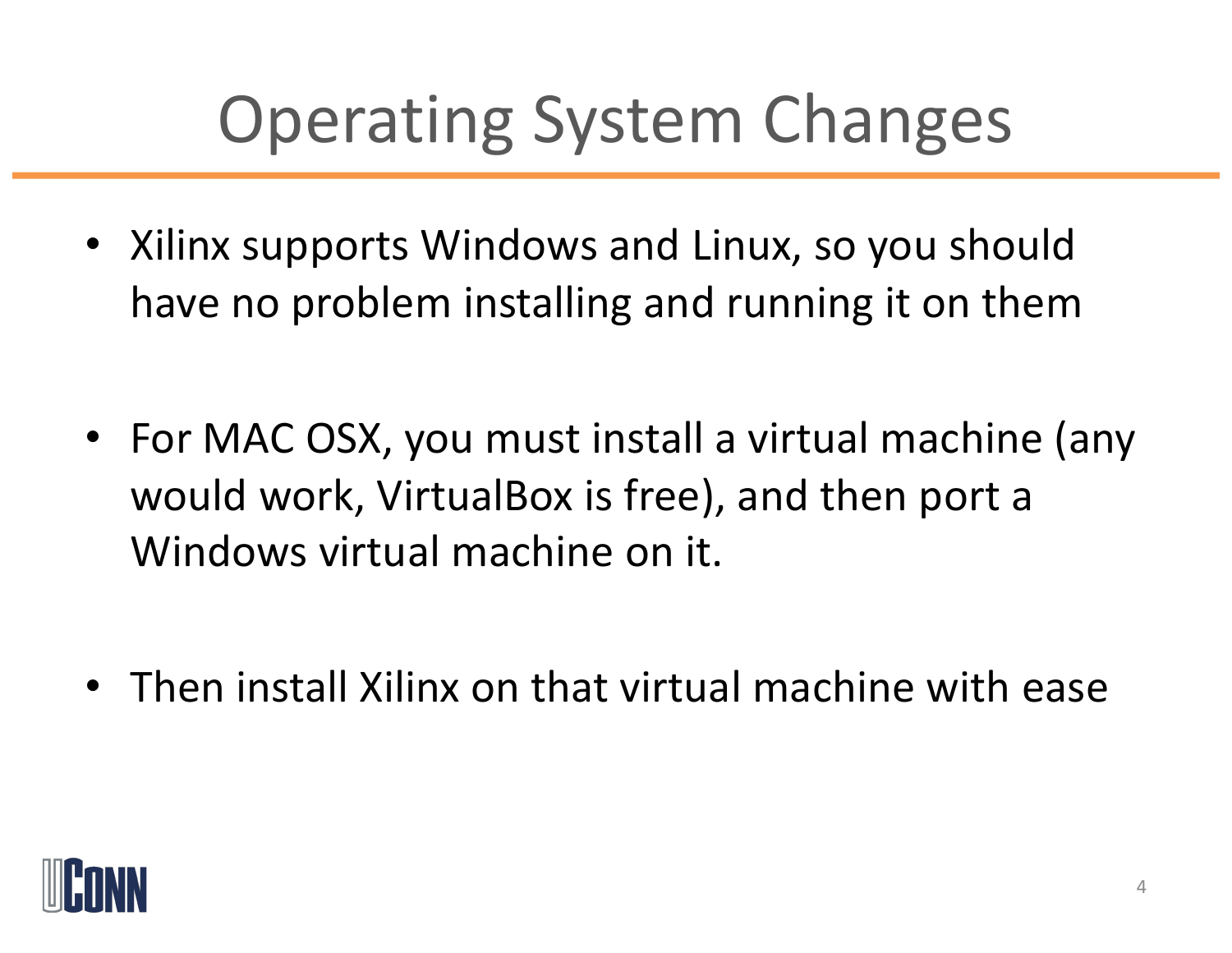# Operating System Changes

- Xilinx supports Windows and Linux, so you should have no problem installing and running it on them

- For MAC OSX, you must install a virtual machine (any would work, VirtualBox is free), and then port a Windows virtual machine on it.

- Then install Xilinx on that virtual machine with ease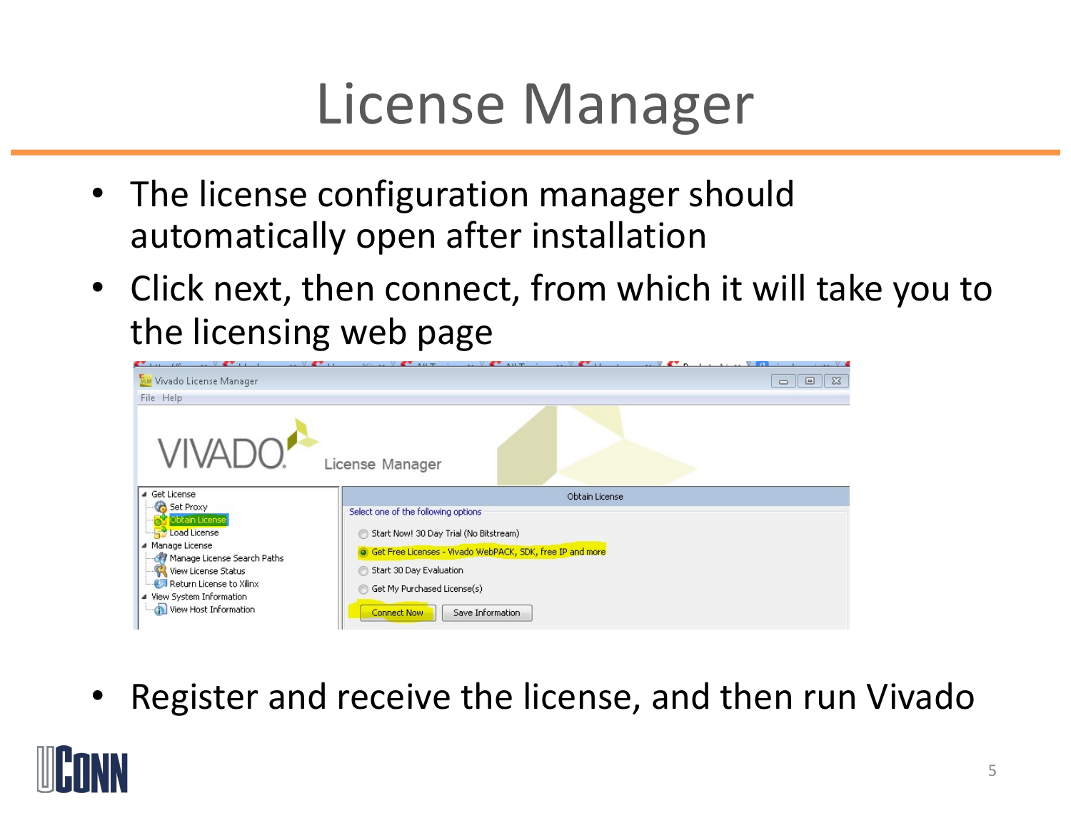# License Manager

- The license configuration manager should automatically open after installation
- Click next, then connect, from which it will take you to the licensing web page

- Register and receive the license, and then run Vivado